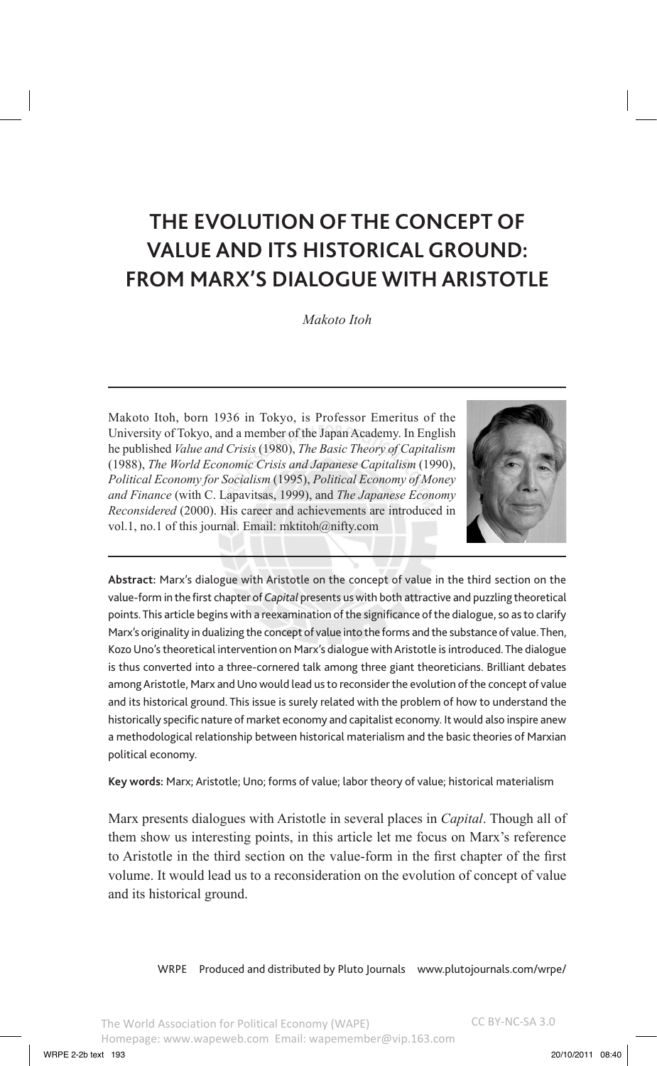# THE EVOLUTION OF THE CONCEPT OF VALUE AND ITS HISTORICAL GROUND: FROM MARX'S DIALOGUE WITH ARISTOTLE

*Makoto Itoh*

Makoto Itoh, born 1936 in Tokyo, is Professor Emeritus of the University of Tokyo, and a member of the Japan Academy. In English he published *Value and Crisis* (1980), *The Basic Theory of Capitalism* (1988), *The World Economic Crisis and Japanese Capitalism* (1990), *Political Economy for Socialism* (1995), *Political Economy of Money and Finance* (with C. Lapavitsas, 1999), and *The Japanese Economy Reconsidered* (2000). His career and achievements are introduced in vol.1, no.1 of this journal. Email: mktitoh@nifty.com

**Abstract:** Marx's dialogue with Aristotle on the concept of value in the third section on the value-form in the first chapter of *Capital* presents us with both attractive and puzzling theoretical points. This article begins with a reexamination of the significance of the dialogue, so as to clarify Marx's originality in dualizing the concept of value into the forms and the substance of value. Then, Kozo Uno's theoretical intervention on Marx's dialogue with Aristotle is introduced. The dialogue is thus converted into a three-cornered talk among three giant theoreticians. Brilliant debates among Aristotle, Marx and Uno would lead us to reconsider the evolution of the concept of value and its historical ground. This issue is surely related with the problem of how to understand the historically specific nature of market economy and capitalist economy. It would also inspire anew a methodological relationship between historical materialism and the basic theories of Marxian political economy.

**Key words:** Marx; Aristotle; Uno; forms of value; labor theory of value; historical materialism

Marx presents dialogues with Aristotle in several places in *Capital*. Though all of them show us interesting points, in this article let me focus on Marx's reference to Aristotle in the third section on the value-form in the first chapter of the first volume. It would lead us to a reconsideration on the evolution of concept of value and its historical ground.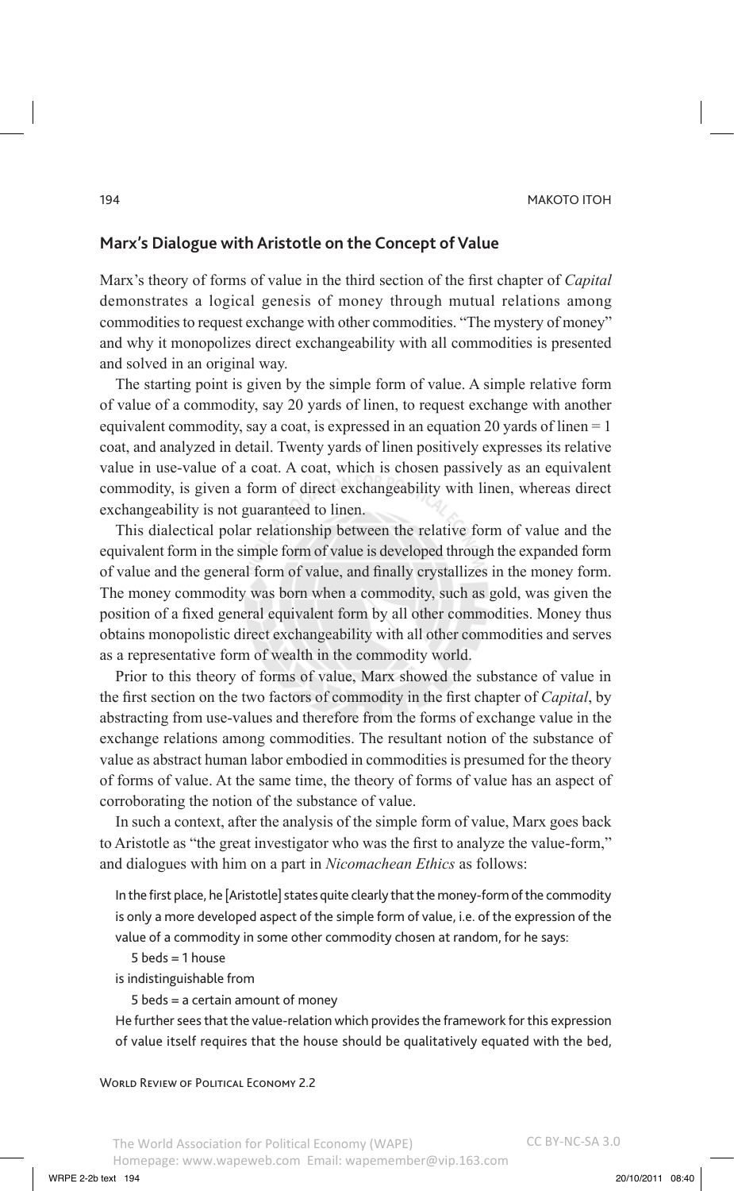## Marx's Dialogue with Aristotle on the Concept of Value

Marx's theory of forms of value in the third section of the first chapter of *Capital* demonstrates a logical genesis of money through mutual relations among commodities to request exchange with other commodities. "The mystery of money" and why it monopolizes direct exchangeability with all commodities is presented and solved in an original way.

The starting point is given by the simple form of value. A simple relative form of value of a commodity, say 20 yards of linen, to request exchange with another equivalent commodity, say a coat, is expressed in an equation 20 yards of linen = 1 coat, and analyzed in detail. Twenty yards of linen positively expresses its relative value in use-value of a coat. A coat, which is chosen passively as an equivalent commodity, is given a form of direct exchangeability with linen, whereas direct exchangeability is not guaranteed to linen.

This dialectical polar relationship between the relative form of value and the equivalent form in the simple form of value is developed through the expanded form of value and the general form of value, and finally crystallizes in the money form. The money commodity was born when a commodity, such as gold, was given the position of a fixed general equivalent form by all other commodities. Money thus obtains monopolistic direct exchangeability with all other commodities and serves as a representative form of wealth in the commodity world.

Prior to this theory of forms of value, Marx showed the substance of value in the first section on the two factors of commodity in the first chapter of *Capital*, by abstracting from use-values and therefore from the forms of exchange value in the exchange relations among commodities. The resultant notion of the substance of value as abstract human labor embodied in commodities is presumed for the theory of forms of value. At the same time, the theory of forms of value has an aspect of corroborating the notion of the substance of value.

In such a context, after the analysis of the simple form of value, Marx goes back to Aristotle as "the great investigator who was the first to analyze the value-form," and dialogues with him on a part in *Nicomachean Ethics* as follows:

> In the first place, he [Aristotle] states quite clearly that the money-form of the commodity is only a more developed aspect of the simple form of value, i.e. of the expression of the value of a commodity in some other commodity chosen at random, for he says:
>
> 5 beds = 1 house
>
> is indistinguishable from
>
> 5 beds = a certain amount of money
>
> He further sees that the value-relation which provides the framework for this expression of value itself requires that the house should be qualitatively equated with the bed,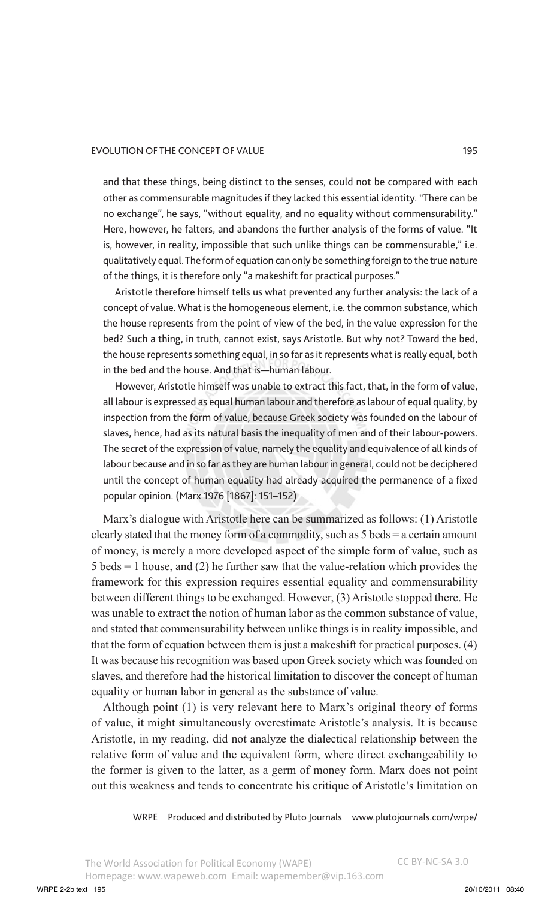and that these things, being distinct to the senses, could not be compared with each other as commensurable magnitudes if they lacked this essential identity. "There can be no exchange", he says, "without equality, and no equality without commensurability." Here, however, he falters, and abandons the further analysis of the forms of value. "It is, however, in reality, impossible that such unlike things can be commensurable," i.e. qualitatively equal. The form of equation can only be something foreign to the true nature of the things, it is therefore only "a makeshift for practical purposes."

> Aristotle therefore himself tells us what prevented any further analysis: the lack of a concept of value. What is the homogeneous element, i.e. the common substance, which the house represents from the point of view of the bed, in the value expression for the bed? Such a thing, in truth, cannot exist, says Aristotle. But why not? Toward the bed, the house represents something equal, in so far as it represents what is really equal, both in the bed and the house. And that is—human labour.
>
> However, Aristotle himself was unable to extract this fact, that, in the form of value, all labour is expressed as equal human labour and therefore as labour of equal quality, by inspection from the form of value, because Greek society was founded on the labour of slaves, hence, had as its natural basis the inequality of men and of their labour-powers. The secret of the expression of value, namely the equality and equivalence of all kinds of labour because and in so far as they are human labour in general, could not be deciphered until the concept of human equality had already acquired the permanence of a fixed popular opinion. (Marx 1976 [1867]: 151–152)

Marx's dialogue with Aristotle here can be summarized as follows: (1) Aristotle clearly stated that the money form of a commodity, such as 5 beds = a certain amount of money, is merely a more developed aspect of the simple form of value, such as 5 beds = 1 house, and (2) he further saw that the value-relation which provides the framework for this expression requires essential equality and commensurability between different things to be exchanged. However, (3) Aristotle stopped there. He was unable to extract the notion of human labor as the common substance of value, and stated that commensurability between unlike things is in reality impossible, and that the form of equation between them is just a makeshift for practical purposes. (4) It was because his recognition was based upon Greek society which was founded on slaves, and therefore had the historical limitation to discover the concept of human equality or human labor in general as the substance of value.

Although point (1) is very relevant here to Marx's original theory of forms of value, it might simultaneously overestimate Aristotle's analysis. It is because Aristotle, in my reading, did not analyze the dialectical relationship between the relative form of value and the equivalent form, where direct exchangeability to the former is given to the latter, as a germ of money form. Marx does not point out this weakness and tends to concentrate his critique of Aristotle's limitation on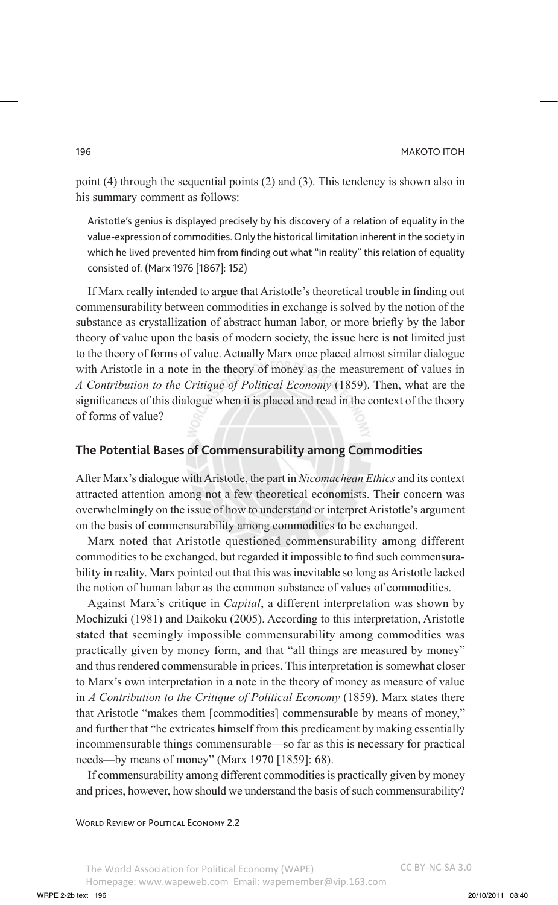point (4) through the sequential points (2) and (3). This tendency is shown also in his summary comment as follows:

> Aristotle's genius is displayed precisely by his discovery of a relation of equality in the value-expression of commodities. Only the historical limitation inherent in the society in which he lived prevented him from finding out what "in reality" this relation of equality consisted of. (Marx 1976 [1867]: 152)

If Marx really intended to argue that Aristotle's theoretical trouble in finding out commensurability between commodities in exchange is solved by the notion of the substance as crystallization of abstract human labor, or more briefly by the labor theory of value upon the basis of modern society, the issue here is not limited just to the theory of forms of value. Actually Marx once placed almost similar dialogue with Aristotle in a note in the theory of money as the measurement of values in *A Contribution to the Critique of Political Economy* (1859). Then, what are the significances of this dialogue when it is placed and read in the context of the theory of forms of value?

## The Potential Bases of Commensurability among Commodities

After Marx's dialogue with Aristotle, the part in *Nicomachean Ethics* and its context attracted attention among not a few theoretical economists. Their concern was overwhelmingly on the issue of how to understand or interpret Aristotle's argument on the basis of commensurability among commodities to be exchanged.

Marx noted that Aristotle questioned commensurability among different commodities to be exchanged, but regarded it impossible to find such commensurability in reality. Marx pointed out that this was inevitable so long as Aristotle lacked the notion of human labor as the common substance of values of commodities.

Against Marx's critique in *Capital*, a different interpretation was shown by Mochizuki (1981) and Daikoku (2005). According to this interpretation, Aristotle stated that seemingly impossible commensurability among commodities was practically given by money form, and that "all things are measured by money" and thus rendered commensurable in prices. This interpretation is somewhat closer to Marx's own interpretation in a note in the theory of money as measure of value in *A Contribution to the Critique of Political Economy* (1859). Marx states there that Aristotle "makes them [commodities] commensurable by means of money," and further that "he extricates himself from this predicament by making essentially incommensurable things commensurable—so far as this is necessary for practical needs—by means of money" (Marx 1970 [1859]: 68).

If commensurability among different commodities is practically given by money and prices, however, how should we understand the basis of such commensurability?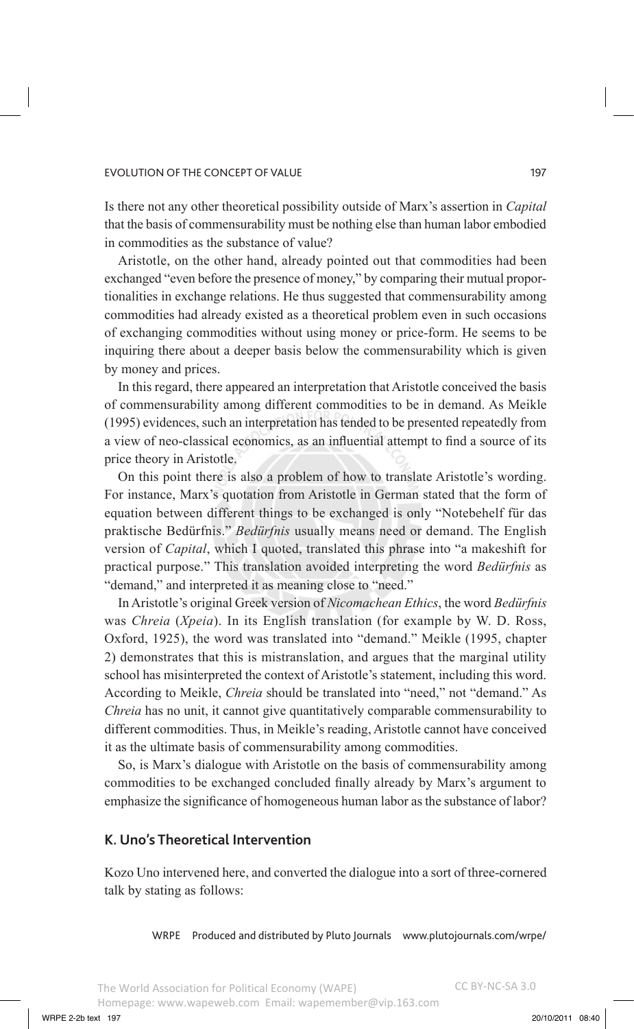Is there not any other theoretical possibility outside of Marx's assertion in *Capital* that the basis of commensurability must be nothing else than human labor embodied in commodities as the substance of value?

Aristotle, on the other hand, already pointed out that commodities had been exchanged "even before the presence of money," by comparing their mutual proportionalities in exchange relations. He thus suggested that commensurability among commodities had already existed as a theoretical problem even in such occasions of exchanging commodities without using money or price-form. He seems to be inquiring there about a deeper basis below the commensurability which is given by money and prices.

In this regard, there appeared an interpretation that Aristotle conceived the basis of commensurability among different commodities to be in demand. As Meikle (1995) evidences, such an interpretation has tended to be presented repeatedly from a view of neo-classical economics, as an influential attempt to find a source of its price theory in Aristotle.

On this point there is also a problem of how to translate Aristotle's wording. For instance, Marx's quotation from Aristotle in German stated that the form of equation between different things to be exchanged is only "Notebehelf für das praktische Bedürfnis." *Bedürfnis* usually means need or demand. The English version of *Capital*, which I quoted, translated this phrase into "a makeshift for practical purpose." This translation avoided interpreting the word *Bedürfnis* as "demand," and interpreted it as meaning close to "need."

In Aristotle's original Greek version of *Nicomachean Ethics*, the word *Bedürfnis* was *Chreia* (*Χρεία*). In its English translation (for example by W. D. Ross, Oxford, 1925), the word was translated into "demand." Meikle (1995, chapter 2) demonstrates that this is mistranslation, and argues that the marginal utility school has misinterpreted the context of Aristotle's statement, including this word. According to Meikle, *Chreia* should be translated into "need," not "demand." As *Chreia* has no unit, it cannot give quantitatively comparable commensurability to different commodities. Thus, in Meikle's reading, Aristotle cannot have conceived it as the ultimate basis of commensurability among commodities.

So, is Marx's dialogue with Aristotle on the basis of commensurability among commodities to be exchanged concluded finally already by Marx's argument to emphasize the significance of homogeneous human labor as the substance of labor?

## K. Uno's Theoretical Intervention

Kozo Uno intervened here, and converted the dialogue into a sort of three-cornered talk by stating as follows: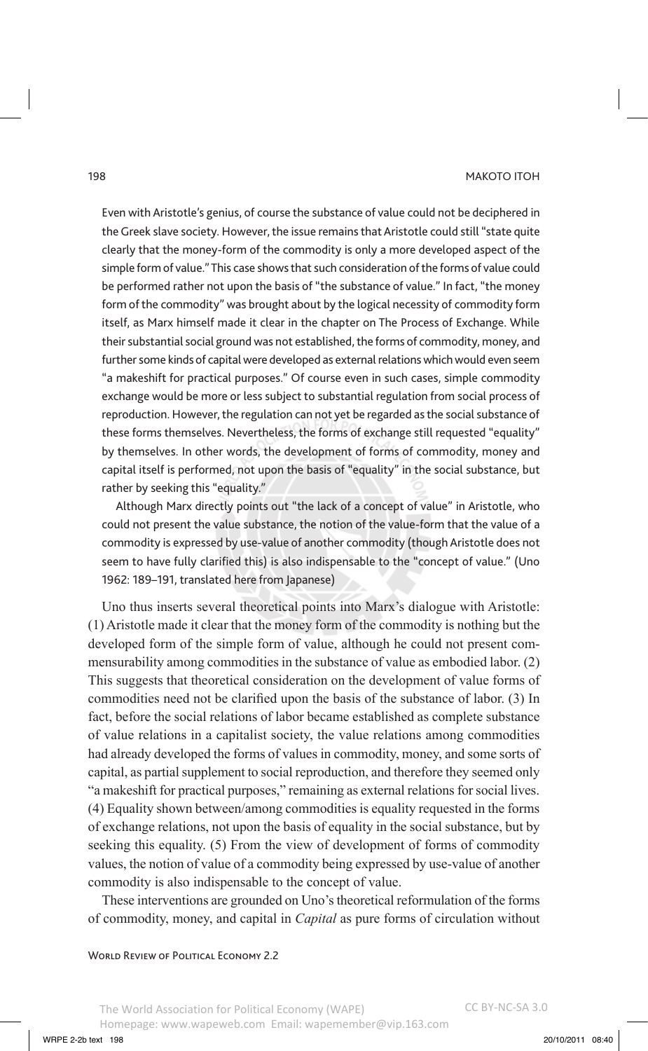> Even with Aristotle's genius, of course the substance of value could not be deciphered in the Greek slave society. However, the issue remains that Aristotle could still "state quite clearly that the money-form of the commodity is only a more developed aspect of the simple form of value." This case shows that such consideration of the forms of value could be performed rather not upon the basis of "the substance of value." In fact, "the money form of the commodity" was brought about by the logical necessity of commodity form itself, as Marx himself made it clear in the chapter on The Process of Exchange. While their substantial social ground was not established, the forms of commodity, money, and further some kinds of capital were developed as external relations which would even seem "a makeshift for practical purposes." Of course even in such cases, simple commodity exchange would be more or less subject to substantial regulation from social process of reproduction. However, the regulation can not yet be regarded as the social substance of these forms themselves. Nevertheless, the forms of exchange still requested "equality" by themselves. In other words, the development of forms of commodity, money and capital itself is performed, not upon the basis of "equality" in the social substance, but rather by seeking this "equality."
>
> Although Marx directly points out "the lack of a concept of value" in Aristotle, who could not present the value substance, the notion of the value-form that the value of a commodity is expressed by use-value of another commodity (though Aristotle does not seem to have fully clarified this) is also indispensable to the "concept of value." (Uno 1962: 189–191, translated here from Japanese)

Uno thus inserts several theoretical points into Marx's dialogue with Aristotle: (1) Aristotle made it clear that the money form of the commodity is nothing but the developed form of the simple form of value, although he could not present commensurability among commodities in the substance of value as embodied labor. (2) This suggests that theoretical consideration on the development of value forms of commodities need not be clarified upon the basis of the substance of labor. (3) In fact, before the social relations of labor became established as complete substance of value relations in a capitalist society, the value relations among commodities had already developed the forms of values in commodity, money, and some sorts of capital, as partial supplement to social reproduction, and therefore they seemed only "a makeshift for practical purposes," remaining as external relations for social lives. (4) Equality shown between/among commodities is equality requested in the forms of exchange relations, not upon the basis of equality in the social substance, but by seeking this equality. (5) From the view of development of forms of commodity values, the notion of value of a commodity being expressed by use-value of another commodity is also indispensable to the concept of value.

These interventions are grounded on Uno's theoretical reformulation of the forms of commodity, money, and capital in *Capital* as pure forms of circulation without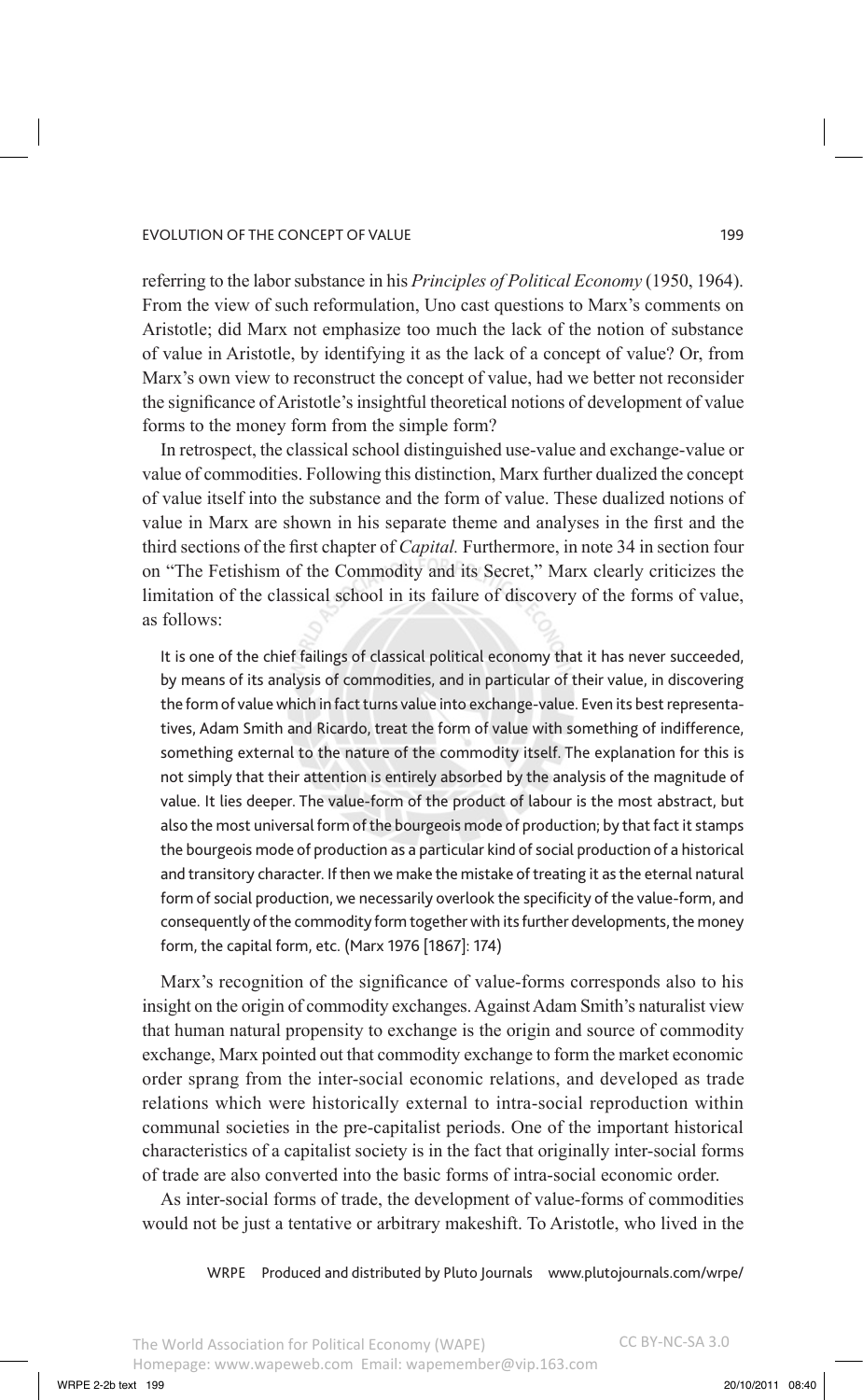referring to the labor substance in his *Principles of Political Economy* (1950, 1964). From the view of such reformulation, Uno cast questions to Marx's comments on Aristotle; did Marx not emphasize too much the lack of the notion of substance of value in Aristotle, by identifying it as the lack of a concept of value? Or, from Marx's own view to reconstruct the concept of value, had we better not reconsider the significance of Aristotle's insightful theoretical notions of development of value forms to the money form from the simple form?

In retrospect, the classical school distinguished use-value and exchange-value or value of commodities. Following this distinction, Marx further dualized the concept of value itself into the substance and the form of value. These dualized notions of value in Marx are shown in his separate theme and analyses in the first and the third sections of the first chapter of *Capital.* Furthermore, in note 34 in section four on "The Fetishism of the Commodity and its Secret," Marx clearly criticizes the limitation of the classical school in its failure of discovery of the forms of value, as follows:

> It is one of the chief failings of classical political economy that it has never succeeded, by means of its analysis of commodities, and in particular of their value, in discovering the form of value which in fact turns value into exchange-value. Even its best representatives, Adam Smith and Ricardo, treat the form of value with something of indifference, something external to the nature of the commodity itself. The explanation for this is not simply that their attention is entirely absorbed by the analysis of the magnitude of value. It lies deeper. The value-form of the product of labour is the most abstract, but also the most universal form of the bourgeois mode of production; by that fact it stamps the bourgeois mode of production as a particular kind of social production of a historical and transitory character. If then we make the mistake of treating it as the eternal natural form of social production, we necessarily overlook the specificity of the value-form, and consequently of the commodity form together with its further developments, the money form, the capital form, etc. (Marx 1976 [1867]: 174)

Marx's recognition of the significance of value-forms corresponds also to his insight on the origin of commodity exchanges. Against Adam Smith's naturalist view that human natural propensity to exchange is the origin and source of commodity exchange, Marx pointed out that commodity exchange to form the market economic order sprang from the inter-social economic relations, and developed as trade relations which were historically external to intra-social reproduction within communal societies in the pre-capitalist periods. One of the important historical characteristics of a capitalist society is in the fact that originally inter-social forms of trade are also converted into the basic forms of intra-social economic order.

As inter-social forms of trade, the development of value-forms of commodities would not be just a tentative or arbitrary makeshift. To Aristotle, who lived in the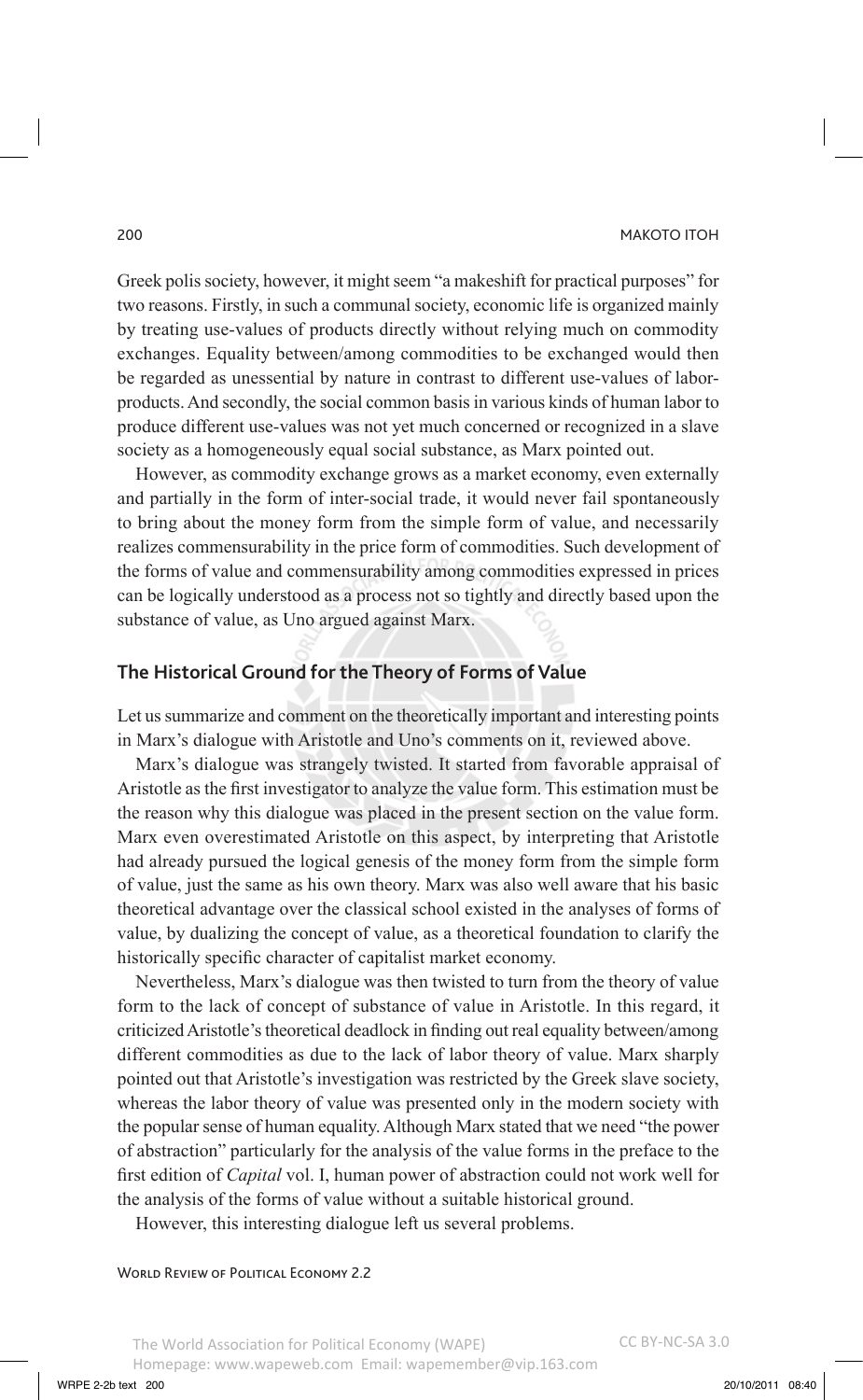Greek polis society, however, it might seem "a makeshift for practical purposes" for two reasons. Firstly, in such a communal society, economic life is organized mainly by treating use-values of products directly without relying much on commodity exchanges. Equality between/among commodities to be exchanged would then be regarded as unessential by nature in contrast to different use-values of labor-products. And secondly, the social common basis in various kinds of human labor to produce different use-values was not yet much concerned or recognized in a slave society as a homogeneously equal social substance, as Marx pointed out.

However, as commodity exchange grows as a market economy, even externally and partially in the form of inter-social trade, it would never fail spontaneously to bring about the money form from the simple form of value, and necessarily realizes commensurability in the price form of commodities. Such development of the forms of value and commensurability among commodities expressed in prices can be logically understood as a process not so tightly and directly based upon the substance of value, as Uno argued against Marx.

## The Historical Ground for the Theory of Forms of Value

Let us summarize and comment on the theoretically important and interesting points in Marx's dialogue with Aristotle and Uno's comments on it, reviewed above.

Marx's dialogue was strangely twisted. It started from favorable appraisal of Aristotle as the first investigator to analyze the value form. This estimation must be the reason why this dialogue was placed in the present section on the value form. Marx even overestimated Aristotle on this aspect, by interpreting that Aristotle had already pursued the logical genesis of the money form from the simple form of value, just the same as his own theory. Marx was also well aware that his basic theoretical advantage over the classical school existed in the analyses of forms of value, by dualizing the concept of value, as a theoretical foundation to clarify the historically specific character of capitalist market economy.

Nevertheless, Marx's dialogue was then twisted to turn from the theory of value form to the lack of concept of substance of value in Aristotle. In this regard, it criticized Aristotle's theoretical deadlock in finding out real equality between/among different commodities as due to the lack of labor theory of value. Marx sharply pointed out that Aristotle's investigation was restricted by the Greek slave society, whereas the labor theory of value was presented only in the modern society with the popular sense of human equality. Although Marx stated that we need "the power of abstraction" particularly for the analysis of the value forms in the preface to the first edition of *Capital* vol. I, human power of abstraction could not work well for the analysis of the forms of value without a suitable historical ground.

However, this interesting dialogue left us several problems.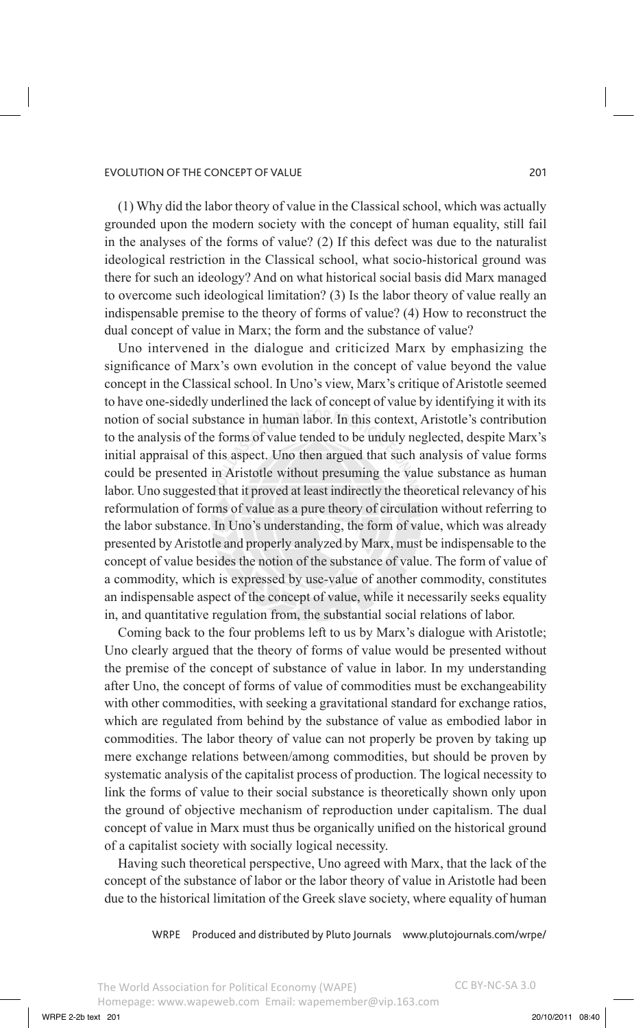(1) Why did the labor theory of value in the Classical school, which was actually grounded upon the modern society with the concept of human equality, still fail in the analyses of the forms of value? (2) If this defect was due to the naturalist ideological restriction in the Classical school, what socio-historical ground was there for such an ideology? And on what historical social basis did Marx managed to overcome such ideological limitation? (3) Is the labor theory of value really an indispensable premise to the theory of forms of value? (4) How to reconstruct the dual concept of value in Marx; the form and the substance of value?

Uno intervened in the dialogue and criticized Marx by emphasizing the significance of Marx's own evolution in the concept of value beyond the value concept in the Classical school. In Uno's view, Marx's critique of Aristotle seemed to have one-sidedly underlined the lack of concept of value by identifying it with its notion of social substance in human labor. In this context, Aristotle's contribution to the analysis of the forms of value tended to be unduly neglected, despite Marx's initial appraisal of this aspect. Uno then argued that such analysis of value forms could be presented in Aristotle without presuming the value substance as human labor. Uno suggested that it proved at least indirectly the theoretical relevancy of his reformulation of forms of value as a pure theory of circulation without referring to the labor substance. In Uno's understanding, the form of value, which was already presented by Aristotle and properly analyzed by Marx, must be indispensable to the concept of value besides the notion of the substance of value. The form of value of a commodity, which is expressed by use-value of another commodity, constitutes an indispensable aspect of the concept of value, while it necessarily seeks equality in, and quantitative regulation from, the substantial social relations of labor.

Coming back to the four problems left to us by Marx's dialogue with Aristotle; Uno clearly argued that the theory of forms of value would be presented without the premise of the concept of substance of value in labor. In my understanding after Uno, the concept of forms of value of commodities must be exchangeability with other commodities, with seeking a gravitational standard for exchange ratios, which are regulated from behind by the substance of value as embodied labor in commodities. The labor theory of value can not properly be proven by taking up mere exchange relations between/among commodities, but should be proven by systematic analysis of the capitalist process of production. The logical necessity to link the forms of value to their social substance is theoretically shown only upon the ground of objective mechanism of reproduction under capitalism. The dual concept of value in Marx must thus be organically unified on the historical ground of a capitalist society with socially logical necessity.

Having such theoretical perspective, Uno agreed with Marx, that the lack of the concept of the substance of labor or the labor theory of value in Aristotle had been due to the historical limitation of the Greek slave society, where equality of human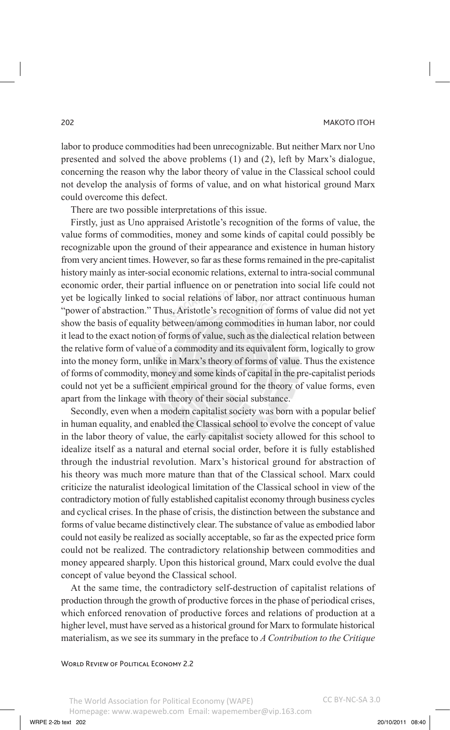labor to produce commodities had been unrecognizable. But neither Marx nor Uno presented and solved the above problems (1) and (2), left by Marx's dialogue, concerning the reason why the labor theory of value in the Classical school could not develop the analysis of forms of value, and on what historical ground Marx could overcome this defect.

There are two possible interpretations of this issue.

Firstly, just as Uno appraised Aristotle's recognition of the forms of value, the value forms of commodities, money and some kinds of capital could possibly be recognizable upon the ground of their appearance and existence in human history from very ancient times. However, so far as these forms remained in the pre-capitalist history mainly as inter-social economic relations, external to intra-social communal economic order, their partial influence on or penetration into social life could not yet be logically linked to social relations of labor, nor attract continuous human "power of abstraction." Thus, Aristotle's recognition of forms of value did not yet show the basis of equality between/among commodities in human labor, nor could it lead to the exact notion of forms of value, such as the dialectical relation between the relative form of value of a commodity and its equivalent form, logically to grow into the money form, unlike in Marx's theory of forms of value. Thus the existence of forms of commodity, money and some kinds of capital in the pre-capitalist periods could not yet be a sufficient empirical ground for the theory of value forms, even apart from the linkage with theory of their social substance.

Secondly, even when a modern capitalist society was born with a popular belief in human equality, and enabled the Classical school to evolve the concept of value in the labor theory of value, the early capitalist society allowed for this school to idealize itself as a natural and eternal social order, before it is fully established through the industrial revolution. Marx's historical ground for abstraction of his theory was much more mature than that of the Classical school. Marx could criticize the naturalist ideological limitation of the Classical school in view of the contradictory motion of fully established capitalist economy through business cycles and cyclical crises. In the phase of crisis, the distinction between the substance and forms of value became distinctively clear. The substance of value as embodied labor could not easily be realized as socially acceptable, so far as the expected price form could not be realized. The contradictory relationship between commodities and money appeared sharply. Upon this historical ground, Marx could evolve the dual concept of value beyond the Classical school.

At the same time, the contradictory self-destruction of capitalist relations of production through the growth of productive forces in the phase of periodical crises, which enforced renovation of productive forces and relations of production at a higher level, must have served as a historical ground for Marx to formulate historical materialism, as we see its summary in the preface to *A Contribution to the Critique*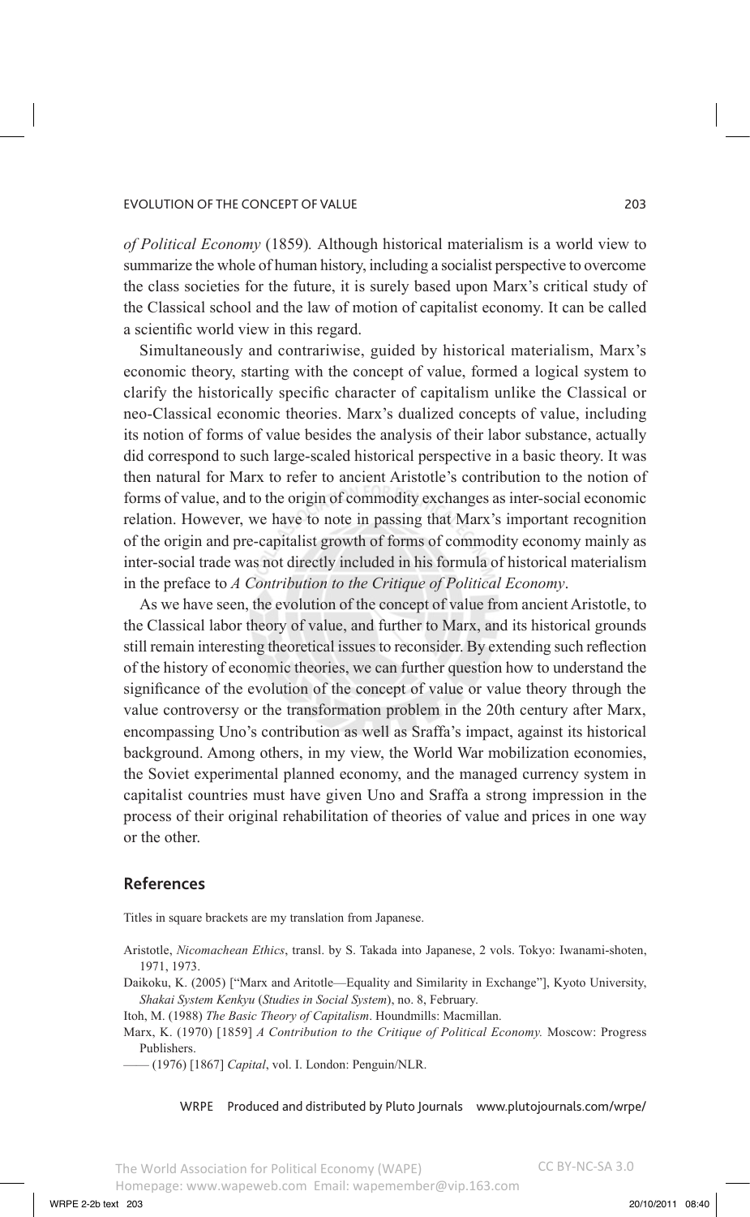*of Political Economy* (1859). Although historical materialism is a world view to summarize the whole of human history, including a socialist perspective to overcome the class societies for the future, it is surely based upon Marx's critical study of the Classical school and the law of motion of capitalist economy. It can be called a scientific world view in this regard.

Simultaneously and contrariwise, guided by historical materialism, Marx's economic theory, starting with the concept of value, formed a logical system to clarify the historically specific character of capitalism unlike the Classical or neo-Classical economic theories. Marx's dualized concepts of value, including its notion of forms of value besides the analysis of their labor substance, actually did correspond to such large-scaled historical perspective in a basic theory. It was then natural for Marx to refer to ancient Aristotle's contribution to the notion of forms of value, and to the origin of commodity exchanges as inter-social economic relation. However, we have to note in passing that Marx's important recognition of the origin and pre-capitalist growth of forms of commodity economy mainly as inter-social trade was not directly included in his formula of historical materialism in the preface to *A Contribution to the Critique of Political Economy*.

As we have seen, the evolution of the concept of value from ancient Aristotle, to the Classical labor theory of value, and further to Marx, and its historical grounds still remain interesting theoretical issues to reconsider. By extending such reflection of the history of economic theories, we can further question how to understand the significance of the evolution of the concept of value or value theory through the value controversy or the transformation problem in the 20th century after Marx, encompassing Uno's contribution as well as Sraffa's impact, against its historical background. Among others, in my view, the World War mobilization economies, the Soviet experimental planned economy, and the managed currency system in capitalist countries must have given Uno and Sraffa a strong impression in the process of their original rehabilitation of theories of value and prices in one way or the other.

## References

Titles in square brackets are my translation from Japanese.

Aristotle, *Nicomachean Ethics*, transl. by S. Takada into Japanese, 2 vols. Tokyo: Iwanami-shoten, 1971, 1973.

Daikoku, K. (2005) ["Marx and Aritotle—Equality and Similarity in Exchange"], Kyoto University, *Shakai System Kenkyu* (*Studies in Social System*), no. 8, February.

Itoh, M. (1988) *The Basic Theory of Capitalism*. Houndmills: Macmillan.

Marx, K. (1970) [1859] *A Contribution to the Critique of Political Economy.* Moscow: Progress Publishers.

—— (1976) [1867] *Capital*, vol. I. London: Penguin/NLR.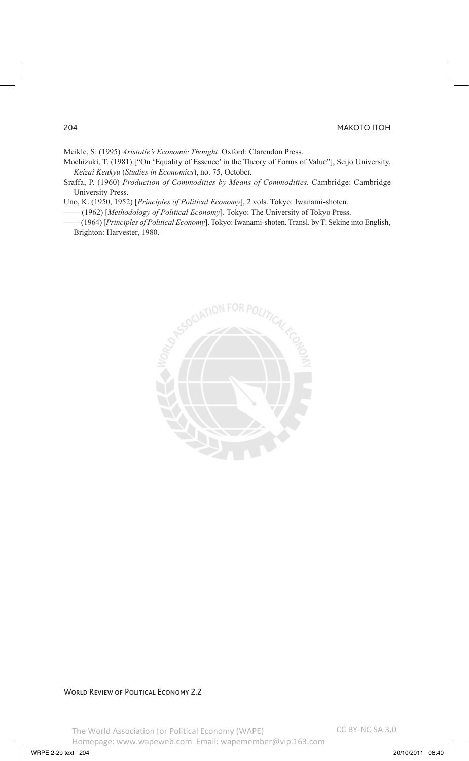Meikle, S. (1995) *Aristotle's Economic Thought*. Oxford: Clarendon Press.

Mochizuki, T. (1981) ["On 'Equality of Essence' in the Theory of Forms of Value"], Seijo University, *Keizai Kenkyu* (*Studies in Economics*), no. 75, October.

Sraffa, P. (1960) *Production of Commodities by Means of Commodities.* Cambridge: Cambridge University Press.

Uno, K. (1950, 1952) [*Principles of Political Economy*], 2 vols. Tokyo: Iwanami-shoten.

—— (1962) [*Methodology of Political Economy*]. Tokyo: The University of Tokyo Press.

—— (1964) [*Principles of Political Economy*]. Tokyo: Iwanami-shoten. Transl. by T. Sekine into English, Brighton: Harvester, 1980.